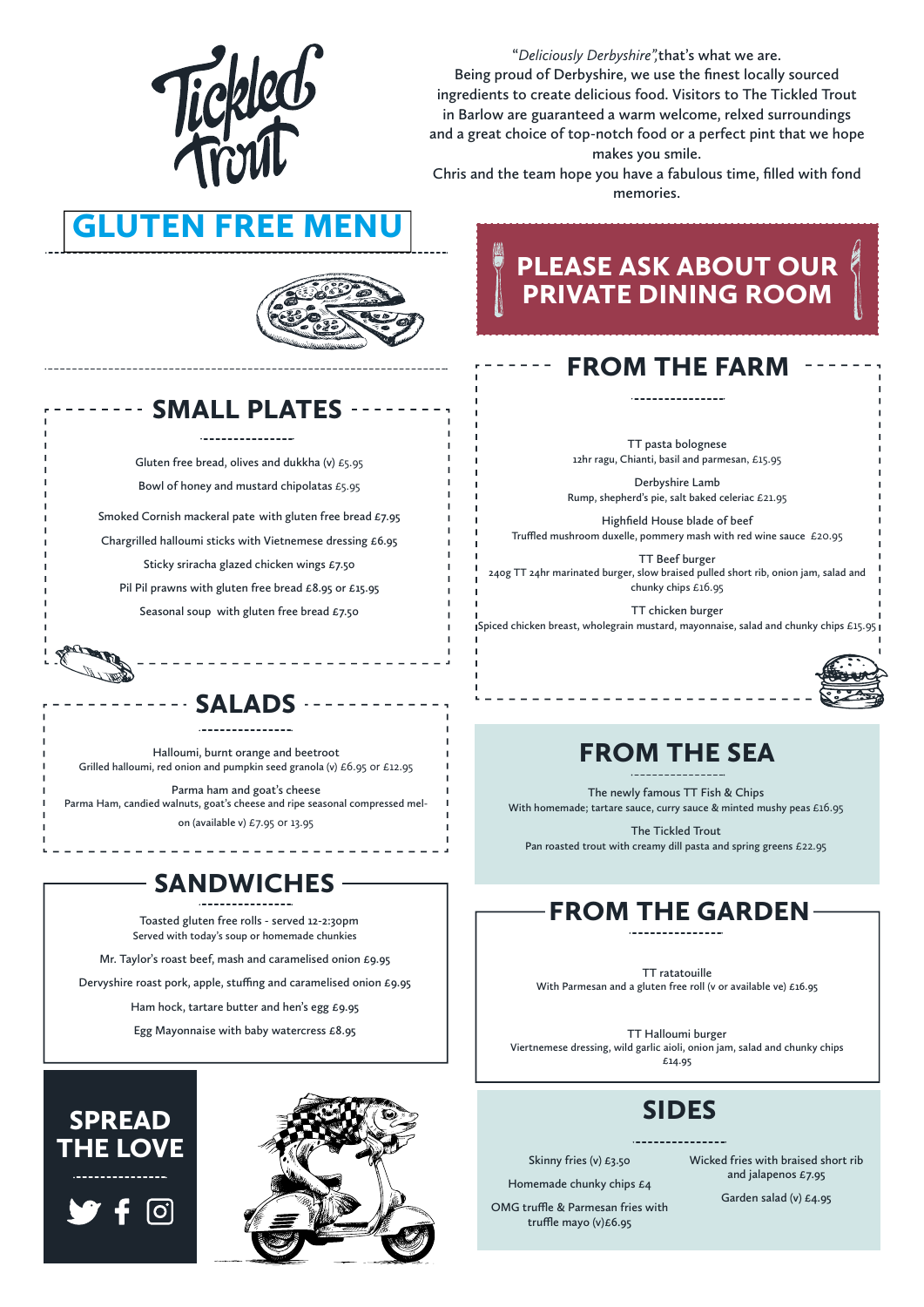# GLUTEN FREE MENU

"*Deliciously Derbyshire*", that's what we are.
Being proud of Derbyshire, we use the finest locally sourced ingredients to create delicious food. Visitors to The Tickled Trout in Barlow are guaranteed a warm welcome, relxed surroundings and a great choice of top-notch food or a perfect pint that we hope makes you smile.
Chris and the team hope you have a fabulous time, filled with fond memories.

## PLEASE ASK ABOUT OUR PRIVATE DINING ROOM

## SMALL PLATES

Gluten free bread, olives and dukkha (v) £5.95

Bowl of honey and mustard chipolatas £5.95

Smoked Cornish mackeral pate with gluten free bread £7.95

Chargrilled halloumi sticks with Vietnemese dressing £6.95

Sticky sriracha glazed chicken wings £7.50

Pil Pil prawns with gluten free bread £8.95 or £15.95

Seasonal soup with gluten free bread £7.50

## SALADS

Halloumi, burnt orange and beetroot
Grilled halloumi, red onion and pumpkin seed granola (v) £6.95 or £12.95

Parma ham and goat's cheese
Parma Ham, candied walnuts, goat's cheese and ripe seasonal compressed mel-on (available v) £7.95 or 13.95

## SANDWICHES

Toasted gluten free rolls - served 12-2:30pm
Served with today's soup or homemade chunkies

Mr. Taylor's roast beef, mash and caramelised onion £9.95

Dervyshire roast pork, apple, stuffing and caramelised onion £9.95

Ham hock, tartare butter and hen's egg £9.95

Egg Mayonnaise with baby watercress £8.95

## FROM THE FARM

TT pasta bolognese
12hr ragu, Chianti, basil and parmesan, £15.95

Derbyshire Lamb
Rump, shepherd's pie, salt baked celiac £21.95

Highfield House blade of beef
Truffled mushroom duxelle, pommery mash with red wine sauce £20.95

TT Beef burger
240g TT 24hr marinated burger, slow braised pulled short rib, onion jam, salad and chunky chips £16.95

TT chicken burger
Spiced chicken breast, wholegrain mustard, mayonnaise, salad and chunky chips £15.95

## FROM THE SEA

The newly famous TT Fish & Chips
With homemade; tartare sauce, curry sauce & minted mushy peas £16.95

The Tickled Trout
Pan roasted trout with creamy dill pasta and spring greens £22.95

## FROM THE GARDEN

TT ratatouille
With Parmesan and a gluten free roll (v or available ve) £16.95

TT Halloumi burger
Viertnemese dressing, wild garlic aioli, onion jam, salad and chunky chips £14.95

## SIDES

Skinny fries (v) £3.50

Homemade chunky chips £4

OMG truffle & Parmesan fries with truffle mayo (v)£6.95

Wicked fries with braised short rib and jalapenos £7.95

Garden salad (v) £4.95

## SPREAD THE LOVE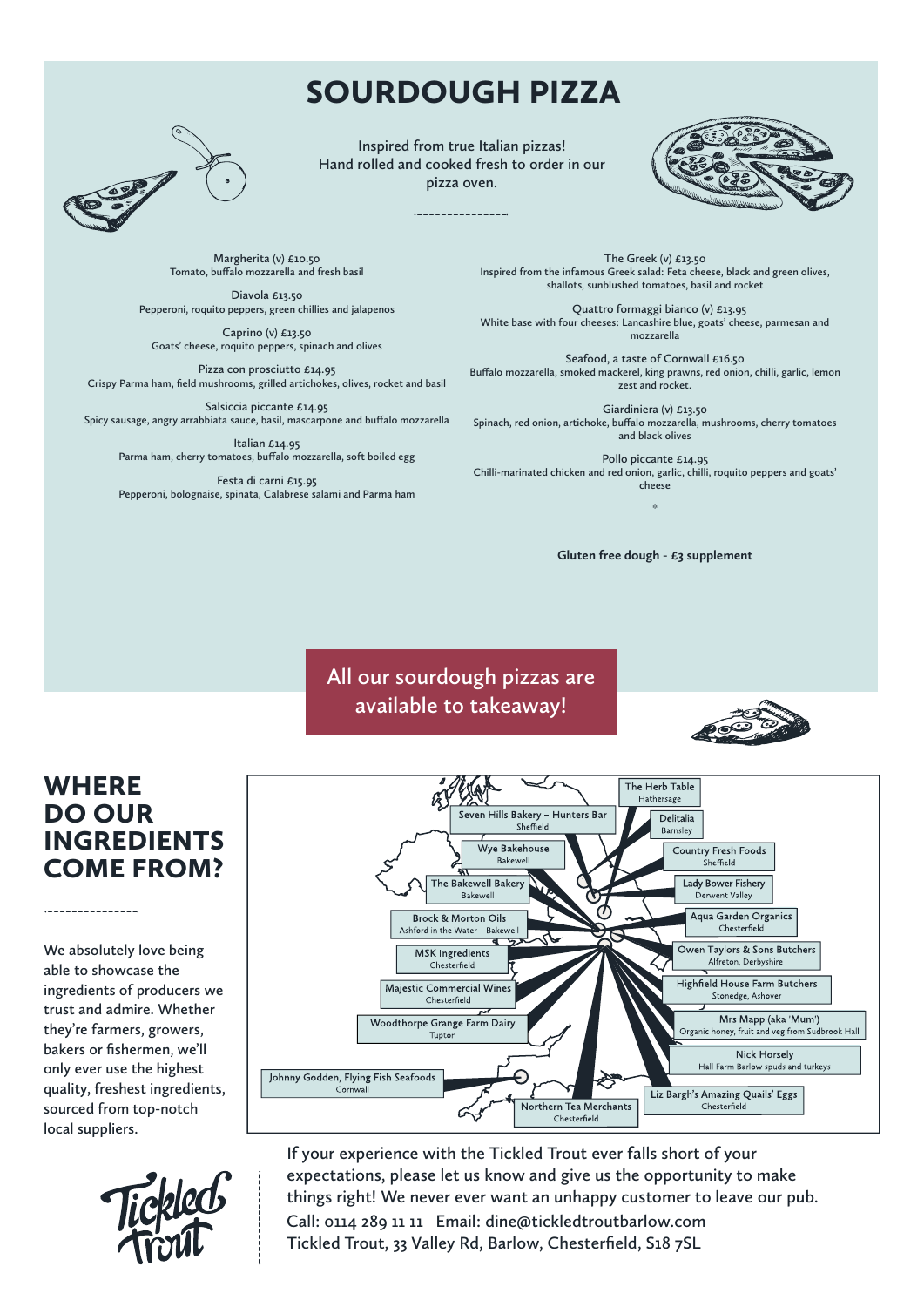# SOURDOUGH PIZZA

Inspired from true Italian pizzas!
Hand rolled and cooked fresh to order in our pizza oven.

Margherita (v) £10.50
Tomato, buffalo mozzarella and fresh basil

Diavola £13.50
Pepperoni, roquito peppers, green chillies and jalapenos

Caprino (v) £13.50
Goats' cheese, roquito peppers, spinach and olives

Pizza con prosciutto £14.95
Crispy Parma ham, field mushrooms, grilled artichokes, olives, rocket and basil

Salsiccia piccante £14.95
Spicy sausage, angry arrabbiata sauce, basil, mascarpone and buffalo mozzarella

Italian £14.95
Parma ham, cherry tomatoes, buffalo mozzarella, soft boiled egg

Festa di carni £15.95
Pepperoni, bolognaise, spinata, Calabrese salami and Parma ham

The Greek (v) £13.50
Inspired from the infamous Greek salad: Feta cheese, black and green olives, shallots, sunblushed tomatoes, basil and rocket

Quattro formaggi bianco (v) £13.95
White base with four cheeses: Lancashire blue, goats' cheese, parmesan and mozzarella

Seafood, a taste of Cornwall £16.50
Buffalo mozzarella, smoked mackerel, king prawns, red onion, chilli, garlic, lemon zest and rocket.

Giardiniera (v) £13.50
Spinach, red onion, artichoke, buffalo mozzarella, mushrooms, cherry tomatoes and black olives

Pollo piccante £14.95
Chilli-marinated chicken and red onion, garlic, chilli, roquito peppers and goats' cheese

**Gluten free dough - £3 supplement**

All our sourdough pizzas are available to takeaway!

## WHERE DO OUR INGREDIENTS COME FROM?

We absolutely love being able to showcase the ingredients of producers we trust and admire. Whether they're farmers, growers, bakers or fishermen, we'll only ever use the highest quality, freshest ingredients, sourced from top-notch local suppliers.

The Herb Table
Hathersage

Seven Hills Bakery – Hunters Bar
Sheffield

Delitalia
Barnsley

Wye Bakehouse
Bakewell

Country Fresh Foods
Sheffield

The Bakewell Bakery
Bakewell

Lady Bower Fishery
Derwent Valley

Brock & Morton Oils
Ashford in the Water – Bakewell

Aqua Garden Organics
Chesterfield

MSK Ingredients
Chesterfield

Owen Taylors & Sons Butchers
Alfreton, Derbyshire

Majestic Commercial Wines
Chesterfield

Highfield House Farm Butchers
Stonedge, Ashover

Woodthorpe Grange Farm Dairy
Tupton

Mrs Mapp (aka 'Mum')
Organic honey, fruit and veg from Sudbrook Hall

Nick Horsely
Hall Farm Barlow spuds and turkeys

Johnny Godden, Flying Fish Seafoods
Cornwall

Liz Bargh's Amazing Quails' Eggs
Chesterfield

Northern Tea Merchants
Chesterfield

If your experience with the Tickled Trout ever falls short of your expectations, please let us know and give us the opportunity to make things right! We never ever want an unhappy customer to leave our pub.
Call: 0114 289 11 11 Email: dine@tickledtroutbarlow.com
Tickled Trout, 33 Valley Rd, Barlow, Chesterfield, S18 7SL

Tickled Trout